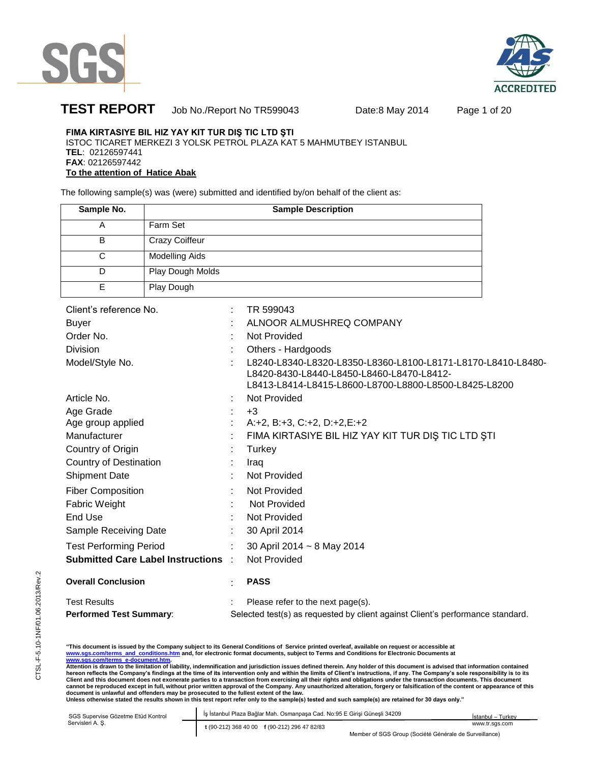# TEST REPORT

Job No./Report No TR599043    Date:8 May 2014

**FIMA KIRTASIYE BIL HIZ YAY KIT TUR DIŞ TIC LTD ŞTI**
ISTOC TICARET MERKEZI 3 YOLSK PETROL PLAZA KAT 5 MAHMUTBEY ISTANBUL
**TEL**: 02126597441
**FAX**: 02126597442
**To the attention of Hatice Abak**

The following sample(s) was (were) submitted and identified by/on behalf of the client as:

| Sample No. | Sample Description |
|---|---|
| A | Farm Set |
| B | Crazy Coiffeur |
| C | Modelling Aids |
| D | Play Dough Molds |
| E | Play Dough |

| | | |
|---|---|---|
| Client's reference No. | : | TR 599043 |
| Buyer | : | ALNOOR ALMUSHREQ COMPANY |
| Order No. | : | Not Provided |
| Division | : | Others - Hardgoods |
| Model/Style No. | : | L8240-L8340-L8320-L8350-L8360-L8100-L8171-L8170-L8410-L8480-L8420-8430-L8440-L8450-L8460-L8470-L8412-L8413-L8414-L8415-L8600-L8700-L8800-L8500-L8425-L8200 |
| Article No. | : | Not Provided |
| Age Grade | : | +3 |
| Age group applied | : | A:+2, B:+3, C:+2, D:+2,E:+2 |
| Manufacturer | : | FIMA KIRTASIYE BIL HIZ YAY KIT TUR DIŞ TIC LTD ŞTI |
| Country of Origin | : | Turkey |
| Country of Destination | : | Iraq |
| Shipment Date | : | Not Provided |
| Fiber Composition | : | Not Provided |
| Fabric Weight | : | Not Provided |
| End Use | : | Not Provided |
| Sample Receiving Date | : | 30 April 2014 |
| Test Performing Period | : | 30 April 2014 ~ 8 May 2014 |
| **Submitted Care Label Instructions** | : | Not Provided |
| **Overall Conclusion** | : | **PASS** |
| Test Results | : | Please refer to the next page(s). |

**Performed Test Summary**: Selected test(s) as requested by client against Client's performance standard.

**"This document is issued by the Company subject to its General Conditions of Service printed overleaf, available on request or accessible at www.sgs.com/terms_and_conditions.htm and, for electronic format documents, subject to Terms and Conditions for Electronic Documents at www.sgs.com/terms_e-document.htm.**
**Attention is drawn to the limitation of liability, indemnification and jurisdiction issues defined therein. Any holder of this document is advised that information contained hereon reflects the Company's findings at the time of its intervention only and within the limits of Client's instructions, if any. The Company's sole responsibility is to its Client and this document does not exonerate parties to a transaction from exercising all their rights and obligations under the transaction documents. This document cannot be reproduced except in full, without prior written approval of the Company. Any unauthorized alteration, forgery or falsification of the content or appearance of this document is unlawful and offenders may be prosecuted to the fullest extent of the law.**
**Unless otherwise stated the results shown in this test report refer only to the sample(s) tested and such sample(s) are retained for 30 days only."**

SGS Supervise Gözetme Etüd Kontrol Servisleri A. Ş. | İş İstanbul Plaza Bağlar Mah. Osmanpaşa Cad. No:95 E Girişi Güneşli 34209 İstanbul – Turkey | t (90-212) 368 40 00 f (90-212) 296 47 82/83 | www.tr.sgs.com

Member of SGS Group (Société Générale de Surveillance)

CTSL-F-5.10-1NF/01.06.2013/Rev.2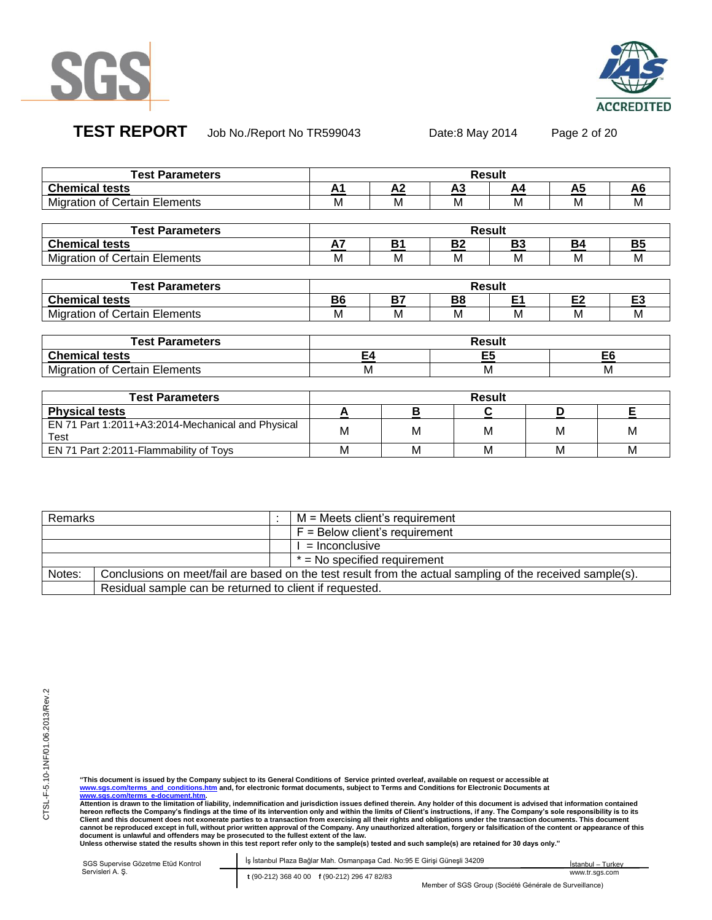| Test Parameters | Result | | | | | |
|---|---|---|---|---|---|---|
| **Chemical tests** | **A1** | **A2** | **A3** | **A4** | **A5** | **A6** |
| Migration of Certain Elements | M | M | M | M | M | M |

| Test Parameters | Result | | | | | |
|---|---|---|---|---|---|---|
| **Chemical tests** | **A7** | **B1** | **B2** | **B3** | **B4** | **B5** |
| Migration of Certain Elements | M | M | M | M | M | M |

| Test Parameters | Result | | | | | |
|---|---|---|---|---|---|---|
| **Chemical tests** | **B6** | **B7** | **B8** | **E1** | **E2** | **E3** |
| Migration of Certain Elements | M | M | M | M | M | M |

| Test Parameters | Result | | |
|---|---|---|---|
| **Chemical tests** | **E4** | **E5** | **E6** |
| Migration of Certain Elements | M | M | M |

| Test Parameters | Result | | | | |
|---|---|---|---|---|---|
| **Physical tests** | **A** | **B** | **C** | **D** | **E** |
| EN 71 Part 1:2011+A3:2014-Mechanical and Physical Test | M | M | M | M | M |
| EN 71 Part 2:2011-Flammability of Toys | M | M | M | M | M |

| Remarks | : | M = Meets client's requirement |
|---|---|---|
| | | F = Below client's requirement |
| | | I = Inconclusive |
| | | * = No specified requirement |

| Notes: | Conclusions on meet/fail are based on the test result from the actual sampling of the received sample(s). |
|---|---|
| | Residual sample can be returned to client if requested. |

**"This document is issued by the Company subject to its General Conditions of Service printed overleaf, available on request or accessible at www.sgs.com/terms_and_conditions.htm and, for electronic format documents, subject to Terms and Conditions for Electronic Documents at www.sgs.com/terms_e-document.htm.**
**Attention is drawn to the limitation of liability, indemnification and jurisdiction issues defined therein. Any holder of this document is advised that information contained hereon reflects the Company's findings at the time of its intervention only and within the limits of Client's instructions, if any. The Company's sole responsibility is to its Client and this document does not exonerate parties to a transaction from exercising all their rights and obligations under the transaction documents. This document cannot be reproduced except in full, without prior written approval of the Company. Any unauthorized alteration, forgery or falsification of the content or appearance of this document is unlawful and offenders may be prosecuted to the fullest extent of the law.**
**Unless otherwise stated the results shown in this test report refer only to the sample(s) tested and such sample(s) are retained for 30 days only."**

SGS Supervise Gözetme Etüd Kontrol Servisleri A. Ş. | İş İstanbul Plaza Bağlar Mah. Osmanpaşa Cad. No:95 E Girişi Güneşli 34209 | İstanbul – Turkey
t (90-212) 368 40 00 f (90-212) 296 47 82/83 | www.tr.sgs.com
Member of SGS Group (Société Générale de Surveillance)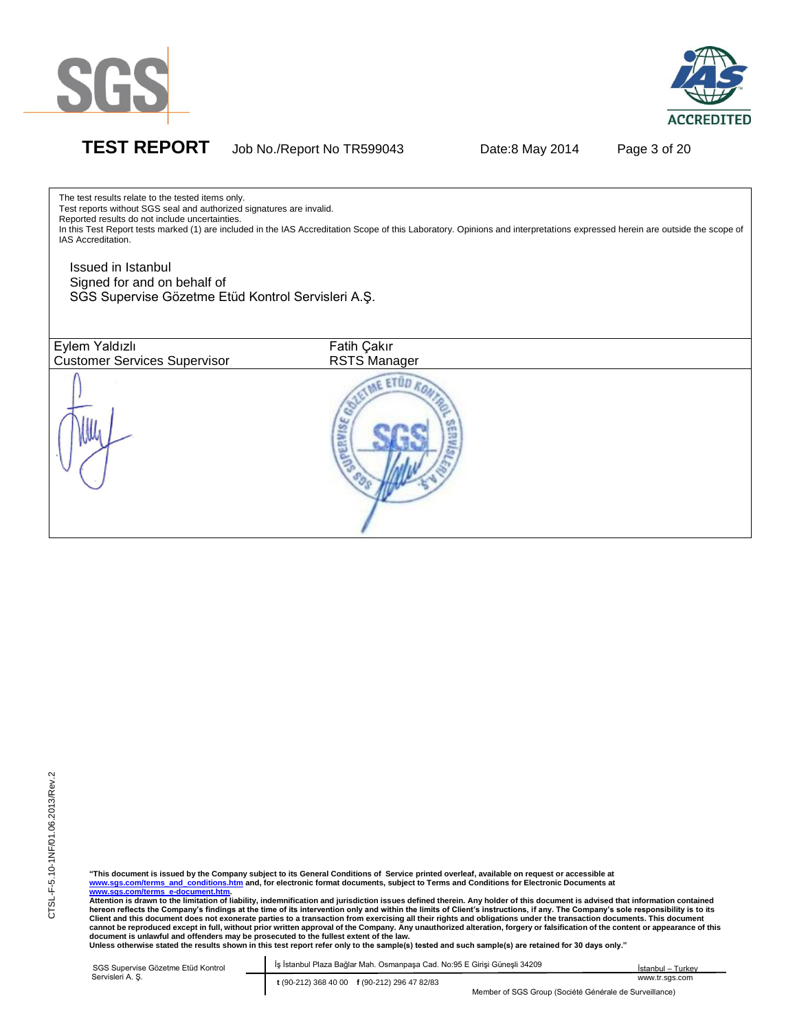The test results relate to the tested items only.
Test reports without SGS seal and authorized signatures are invalid.
Reported results do not include uncertainties.
In this Test Report tests marked (1) are included in the IAS Accreditation Scope of this Laboratory. Opinions and interpretations expressed herein are outside the scope of IAS Accreditation.

Issued in Istanbul
Signed for and on behalf of
SGS Supervise Gözetme Etüd Kontrol Servisleri A.Ş.

| Eylem Yaldızlı<br>Customer Services Supervisor | Fatih Çakır<br>RSTS Manager |
|---|---|

**"This document is issued by the Company subject to its General Conditions of Service printed overleaf, available on request or accessible at www.sgs.com/terms_and_conditions.htm and, for electronic format documents, subject to Terms and Conditions for Electronic Documents at www.sgs.com/terms_e-document.htm.**
**Attention is drawn to the limitation of liability, indemnification and jurisdiction issues defined therein. Any holder of this document is advised that information contained hereon reflects the Company's findings at the time of its intervention only and within the limits of Client's instructions, if any. The Company's sole responsibility is to its Client and this document does not exonerate parties to a transaction from exercising all their rights and obligations under the transaction documents. This document cannot be reproduced except in full, without prior written approval of the Company. Any unauthorized alteration, forgery or falsification of the content or appearance of this document is unlawful and offenders may be prosecuted to the fullest extent of the law.**
**Unless otherwise stated the results shown in this test report refer only to the sample(s) tested and such sample(s) are retained for 30 days only."**

SGS Supervise Gözetme Etüd Kontrol Servisleri A. Ş. | İş İstanbul Plaza Bağlar Mah. Osmanpaşa Cad. No:95 E Girişi Güneşli 34209 | İstanbul – Turkey
t (90-212) 368 40 00 f (90-212) 296 47 82/83 | www.tr.sgs.com
Member of SGS Group (Société Générale de Surveillance)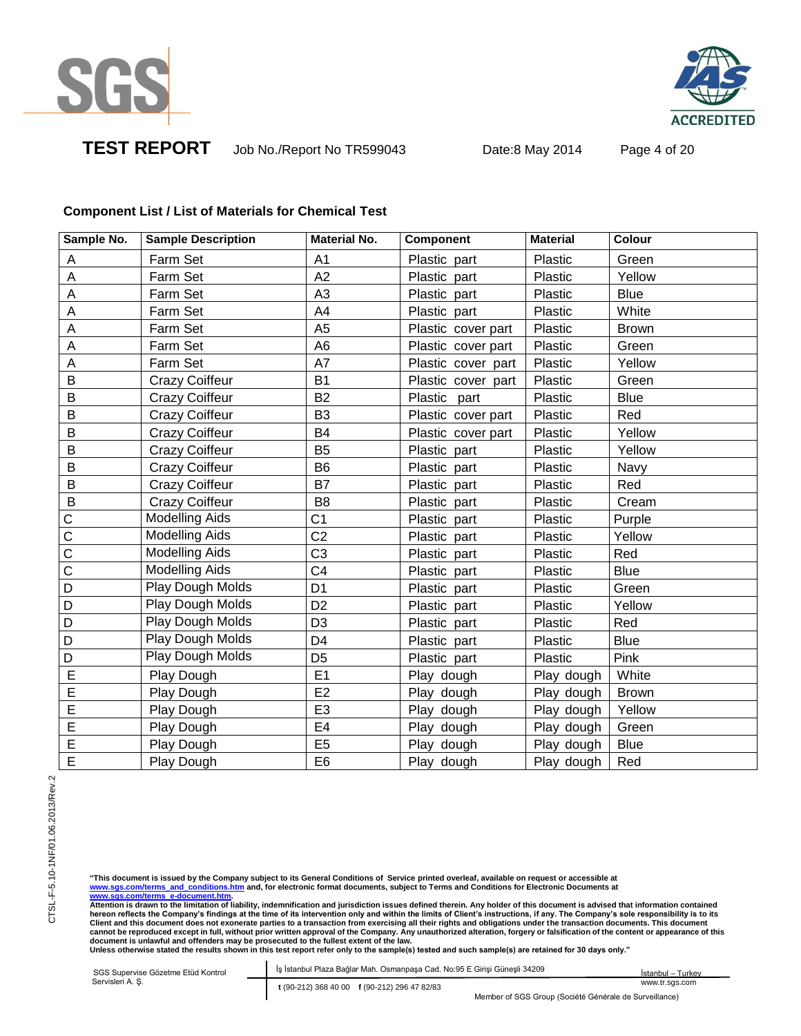**Component List / List of Materials for Chemical Test**

| Sample No. | Sample Description | Material No. | Component | Material | Colour |
|---|---|---|---|---|---|
| A | Farm Set | A1 | Plastic part | Plastic | Green |
| A | Farm Set | A2 | Plastic part | Plastic | Yellow |
| A | Farm Set | A3 | Plastic part | Plastic | Blue |
| A | Farm Set | A4 | Plastic part | Plastic | White |
| A | Farm Set | A5 | Plastic cover part | Plastic | Brown |
| A | Farm Set | A6 | Plastic cover part | Plastic | Green |
| A | Farm Set | A7 | Plastic cover part | Plastic | Yellow |
| B | Crazy Coiffeur | B1 | Plastic cover part | Plastic | Green |
| B | Crazy Coiffeur | B2 | Plastic part | Plastic | Blue |
| B | Crazy Coiffeur | B3 | Plastic cover part | Plastic | Red |
| B | Crazy Coiffeur | B4 | Plastic cover part | Plastic | Yellow |
| B | Crazy Coiffeur | B5 | Plastic part | Plastic | Yellow |
| B | Crazy Coiffeur | B6 | Plastic part | Plastic | Navy |
| B | Crazy Coiffeur | B7 | Plastic part | Plastic | Red |
| B | Crazy Coiffeur | B8 | Plastic part | Plastic | Cream |
| C | Modelling Aids | C1 | Plastic part | Plastic | Purple |
| C | Modelling Aids | C2 | Plastic part | Plastic | Yellow |
| C | Modelling Aids | C3 | Plastic part | Plastic | Red |
| C | Modelling Aids | C4 | Plastic part | Plastic | Blue |
| D | Play Dough Molds | D1 | Plastic part | Plastic | Green |
| D | Play Dough Molds | D2 | Plastic part | Plastic | Yellow |
| D | Play Dough Molds | D3 | Plastic part | Plastic | Red |
| D | Play Dough Molds | D4 | Plastic part | Plastic | Blue |
| D | Play Dough Molds | D5 | Plastic part | Plastic | Pink |
| E | Play Dough | E1 | Play dough | Play dough | White |
| E | Play Dough | E2 | Play dough | Play dough | Brown |
| E | Play Dough | E3 | Play dough | Play dough | Yellow |
| E | Play Dough | E4 | Play dough | Play dough | Green |
| E | Play Dough | E5 | Play dough | Play dough | Blue |
| E | Play Dough | E6 | Play dough | Play dough | Red |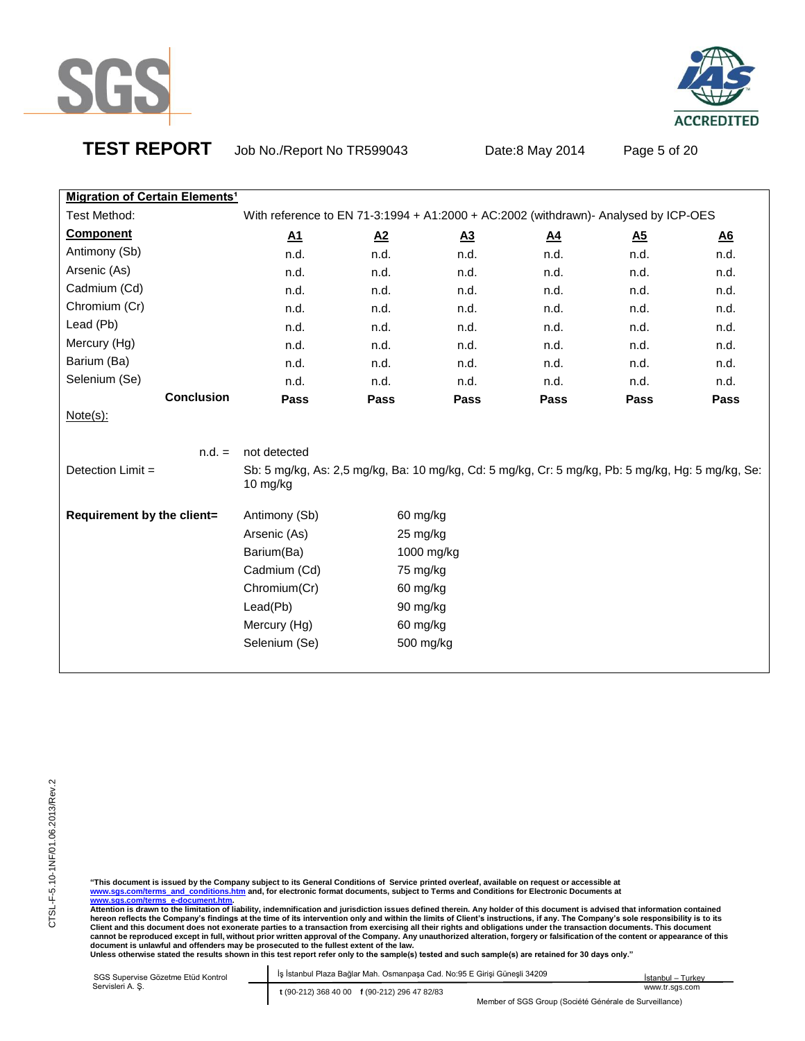## Migration of Certain Elements[1]

Test Method: With reference to EN 71-3:1994 + A1:2000 + AC:2002 (withdrawn)- Analysed by ICP-OES

| Component | A1 | A2 | A3 | A4 | A5 | A6 |
|---|---|---|---|---|---|---|
| Antimony (Sb) | n.d. | n.d. | n.d. | n.d. | n.d. | n.d. |
| Arsenic (As) | n.d. | n.d. | n.d. | n.d. | n.d. | n.d. |
| Cadmium (Cd) | n.d. | n.d. | n.d. | n.d. | n.d. | n.d. |
| Chromium (Cr) | n.d. | n.d. | n.d. | n.d. | n.d. | n.d. |
| Lead (Pb) | n.d. | n.d. | n.d. | n.d. | n.d. | n.d. |
| Mercury (Hg) | n.d. | n.d. | n.d. | n.d. | n.d. | n.d. |
| Barium (Ba) | n.d. | n.d. | n.d. | n.d. | n.d. | n.d. |
| Selenium (Se) | n.d. | n.d. | n.d. | n.d. | n.d. | n.d. |
| **Conclusion** | **Pass** | **Pass** | **Pass** | **Pass** | **Pass** | **Pass** |

Note(s):

n.d. = not detected

Detection Limit = Sb: 5 mg/kg, As: 2,5 mg/kg, Ba: 10 mg/kg, Cd: 5 mg/kg, Cr: 5 mg/kg, Pb: 5 mg/kg, Hg: 5 mg/kg, Se: 10 mg/kg

**Requirement by the client=**

| Element | Limit |
|---|---|
| Antimony (Sb) | 60 mg/kg |
| Arsenic (As) | 25 mg/kg |
| Barium(Ba) | 1000 mg/kg |
| Cadmium (Cd) | 75 mg/kg |
| Chromium(Cr) | 60 mg/kg |
| Lead(Pb) | 90 mg/kg |
| Mercury (Hg) | 60 mg/kg |
| Selenium (Se) | 500 mg/kg |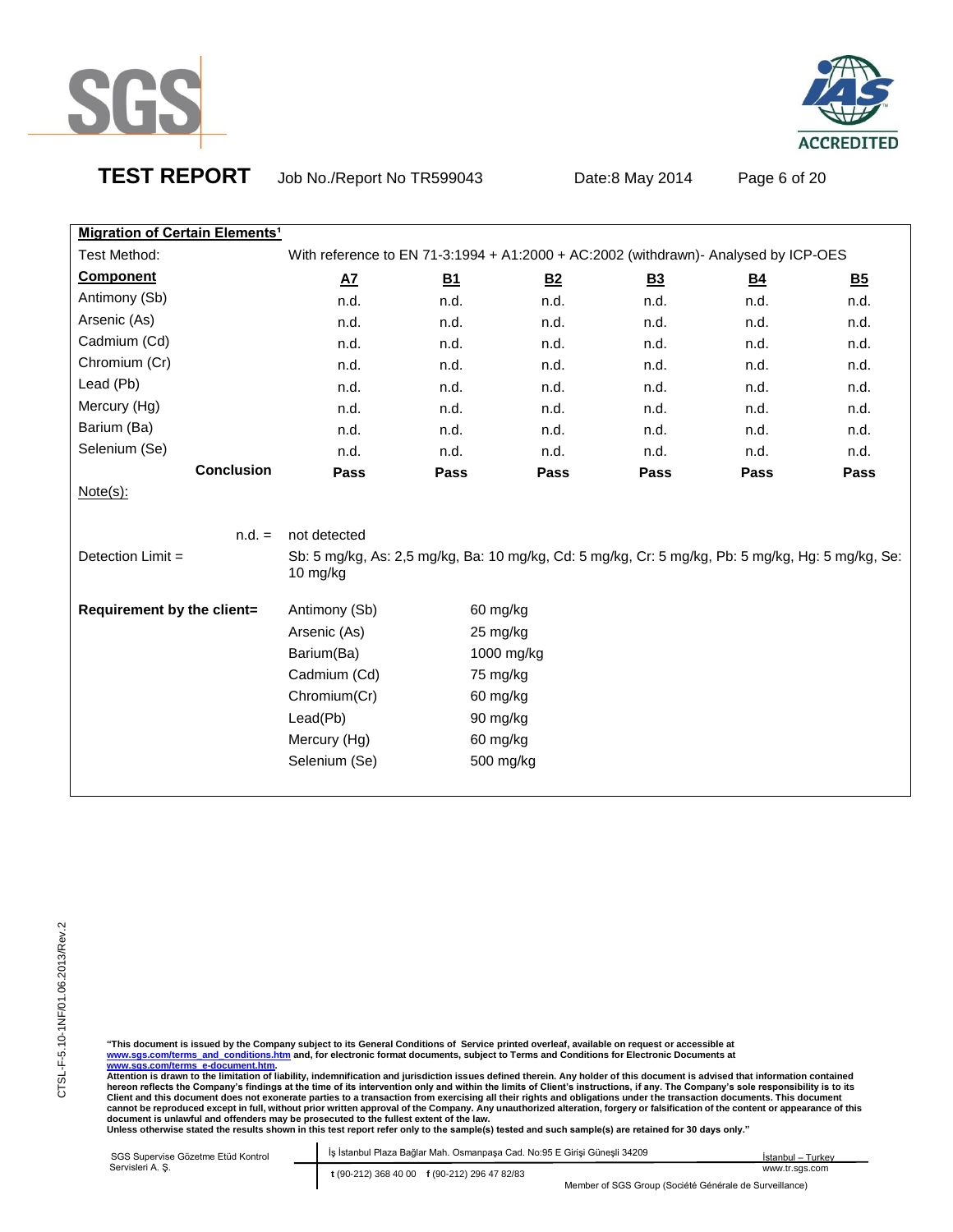**Migration of Certain Elements[1]**

Test Method: With reference to EN 71-3:1994 + A1:2000 + AC:2002 (withdrawn)- Analysed by ICP-OES

| Component | A7 | B1 | B2 | B3 | B4 | B5 |
|---|---|---|---|---|---|---|
| Antimony (Sb) | n.d. | n.d. | n.d. | n.d. | n.d. | n.d. |
| Arsenic (As) | n.d. | n.d. | n.d. | n.d. | n.d. | n.d. |
| Cadmium (Cd) | n.d. | n.d. | n.d. | n.d. | n.d. | n.d. |
| Chromium (Cr) | n.d. | n.d. | n.d. | n.d. | n.d. | n.d. |
| Lead (Pb) | n.d. | n.d. | n.d. | n.d. | n.d. | n.d. |
| Mercury (Hg) | n.d. | n.d. | n.d. | n.d. | n.d. | n.d. |
| Barium (Ba) | n.d. | n.d. | n.d. | n.d. | n.d. | n.d. |
| Selenium (Se) | n.d. | n.d. | n.d. | n.d. | n.d. | n.d. |
| **Conclusion** | **Pass** | **Pass** | **Pass** | **Pass** | **Pass** | **Pass** |

Note(s):

n.d. = not detected

Detection Limit = Sb: 5 mg/kg, As: 2,5 mg/kg, Ba: 10 mg/kg, Cd: 5 mg/kg, Cr: 5 mg/kg, Pb: 5 mg/kg, Hg: 5 mg/kg, Se: 10 mg/kg

**Requirement by the client=**

| Element | Limit |
|---|---|
| Antimony (Sb) | 60 mg/kg |
| Arsenic (As) | 25 mg/kg |
| Barium(Ba) | 1000 mg/kg |
| Cadmium (Cd) | 75 mg/kg |
| Chromium(Cr) | 60 mg/kg |
| Lead(Pb) | 90 mg/kg |
| Mercury (Hg) | 60 mg/kg |
| Selenium (Se) | 500 mg/kg |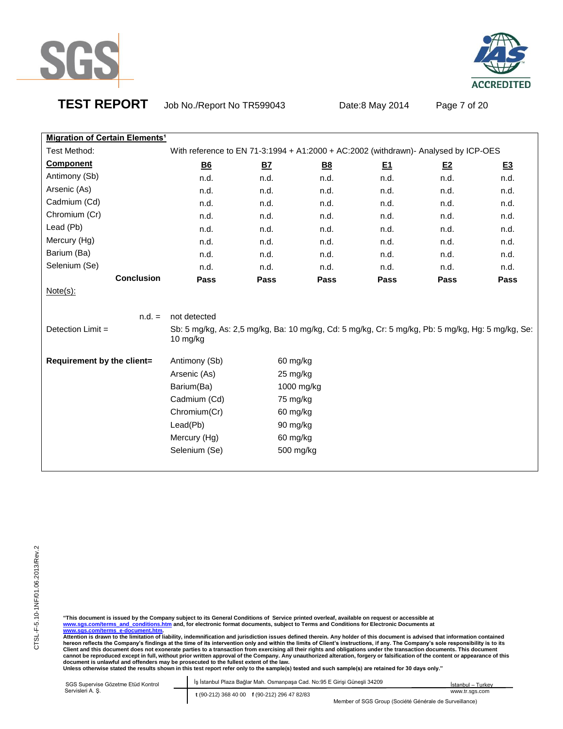**Migration of Certain Elements[1]**

Test Method: With reference to EN 71-3:1994 + A1:2000 + AC:2002 (withdrawn)- Analysed by ICP-OES

| Component | B6 | B7 | B8 | E1 | E2 | E3 |
|---|---|---|---|---|---|---|
| Antimony (Sb) | n.d. | n.d. | n.d. | n.d. | n.d. | n.d. |
| Arsenic (As) | n.d. | n.d. | n.d. | n.d. | n.d. | n.d. |
| Cadmium (Cd) | n.d. | n.d. | n.d. | n.d. | n.d. | n.d. |
| Chromium (Cr) | n.d. | n.d. | n.d. | n.d. | n.d. | n.d. |
| Lead (Pb) | n.d. | n.d. | n.d. | n.d. | n.d. | n.d. |
| Mercury (Hg) | n.d. | n.d. | n.d. | n.d. | n.d. | n.d. |
| Barium (Ba) | n.d. | n.d. | n.d. | n.d. | n.d. | n.d. |
| Selenium (Se) | n.d. | n.d. | n.d. | n.d. | n.d. | n.d. |
| **Conclusion** | **Pass** | **Pass** | **Pass** | **Pass** | **Pass** | **Pass** |

Note(s):

n.d. = not detected

Detection Limit = Sb: 5 mg/kg, As: 2,5 mg/kg, Ba: 10 mg/kg, Cd: 5 mg/kg, Cr: 5 mg/kg, Pb: 5 mg/kg, Hg: 5 mg/kg, Se: 10 mg/kg

**Requirement by the client=**

| Element | Limit |
|---|---|
| Antimony (Sb) | 60 mg/kg |
| Arsenic (As) | 25 mg/kg |
| Barium(Ba) | 1000 mg/kg |
| Cadmium (Cd) | 75 mg/kg |
| Chromium(Cr) | 60 mg/kg |
| Lead(Pb) | 90 mg/kg |
| Mercury (Hg) | 60 mg/kg |
| Selenium (Se) | 500 mg/kg |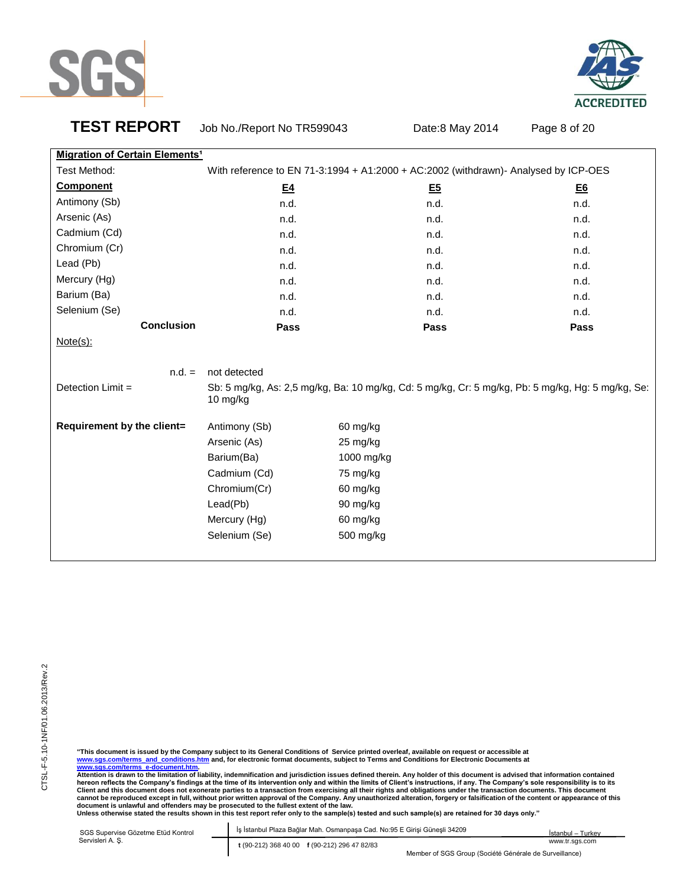**Migration of Certain Elements[1]**

| Test Method: | With reference to EN 71-3:1994 + A1:2000 + AC:2002 (withdrawn)- Analysed by ICP-OES | | |
|---|---|---|---|
| **Component** | **E4** | **E5** | **E6** |
| Antimony (Sb) | n.d. | n.d. | n.d. |
| Arsenic (As) | n.d. | n.d. | n.d. |
| Cadmium (Cd) | n.d. | n.d. | n.d. |
| Chromium (Cr) | n.d. | n.d. | n.d. |
| Lead (Pb) | n.d. | n.d. | n.d. |
| Mercury (Hg) | n.d. | n.d. | n.d. |
| Barium (Ba) | n.d. | n.d. | n.d. |
| Selenium (Se) | n.d. | n.d. | n.d. |
| **Conclusion** | **Pass** | **Pass** | **Pass** |

Note(s):

n.d. = not detected

Detection Limit = Sb: 5 mg/kg, As: 2,5 mg/kg, Ba: 10 mg/kg, Cd: 5 mg/kg, Cr: 5 mg/kg, Pb: 5 mg/kg, Hg: 5 mg/kg, Se: 10 mg/kg

**Requirement by the client=**

| Element | Limit |
|---|---|
| Antimony (Sb) | 60 mg/kg |
| Arsenic (As) | 25 mg/kg |
| Barium(Ba) | 1000 mg/kg |
| Cadmium (Cd) | 75 mg/kg |
| Chromium(Cr) | 60 mg/kg |
| Lead(Pb) | 90 mg/kg |
| Mercury (Hg) | 60 mg/kg |
| Selenium (Se) | 500 mg/kg |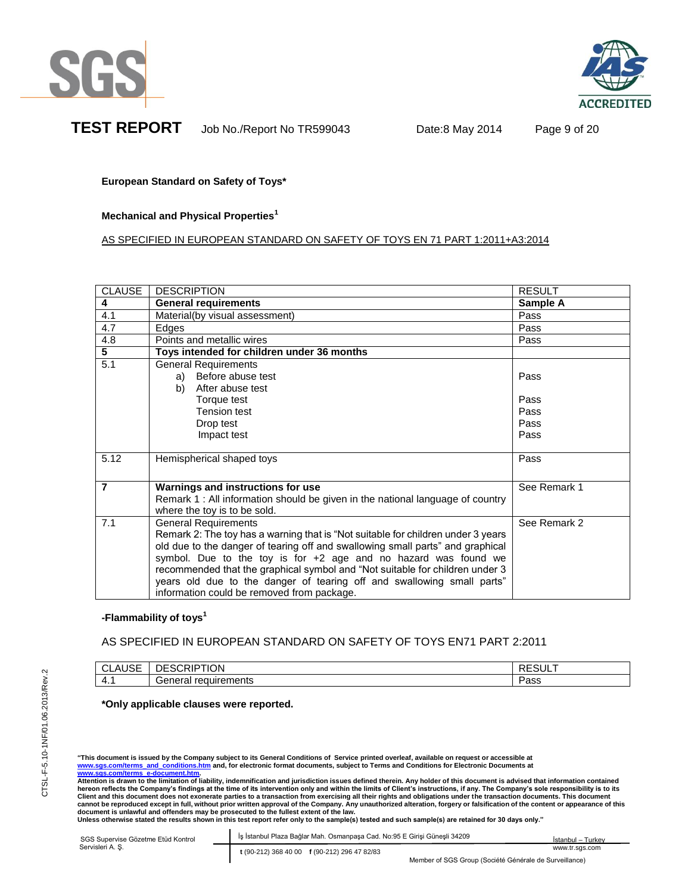**European Standard on Safety of Toys***

**Mechanical and Physical Properties[1]**

AS SPECIFIED IN EUROPEAN STANDARD ON SAFETY OF TOYS EN 71 PART 1:2011+A3:2014

| CLAUSE | DESCRIPTION | RESULT |
|---|---|---|
| **4** | **General requirements** | **Sample A** |
| 4.1 | Material(by visual assessment) | Pass |
| 4.7 | Edges | Pass |
| 4.8 | Points and metallic wires | Pass |
| **5** | **Toys intended for children under 36 months** | |
| 5.1 | General Requirements<br>a) Before abuse test<br>b) After abuse test<br>Torque test<br>Tension test<br>Drop test<br>Impact test | <br>Pass<br><br>Pass<br>Pass<br>Pass<br>Pass |
| 5.12 | Hemispherical shaped toys | Pass |
| **7** | **Warnings and instructions for use**<br>Remark 1 : All information should be given in the national language of country where the toy is to be sold. | See Remark 1 |
| 7.1 | General Requirements<br>Remark 2: The toy has a warning that is "Not suitable for children under 3 years old due to the danger of tearing off and swallowing small parts" and graphical symbol. Due to the toy is for +2 age and no hazard was found we recommended that the graphical symbol and "Not suitable for children under 3 years old due to the danger of tearing off and swallowing small parts" information could be removed from package. | See Remark 2 |

**-Flammability of toys[1]**

AS SPECIFIED IN EUROPEAN STANDARD ON SAFETY OF TOYS EN71 PART 2:2011

| CLAUSE | DESCRIPTION | RESULT |
|---|---|---|
| 4.1 | General requirements | Pass |

***Only applicable clauses were reported.**

**"This document is issued by the Company subject to its General Conditions of Service printed overleaf, available on request or accessible at www.sgs.com/terms_and_conditions.htm and, for electronic format documents, subject to Terms and Conditions for Electronic Documents at www.sgs.com/terms_e-document.htm.**
**Attention is drawn to the limitation of liability, indemnification and jurisdiction issues defined therein. Any holder of this document is advised that information contained hereon reflects the Company's findings at the time of its intervention only and within the limits of Client's instructions, if any. The Company's sole responsibility is to its Client and this document does not exonerate parties to a transaction from exercising all their rights and obligations under the transaction documents. This document cannot be reproduced except in full, without prior written approval of the Company. Any unauthorized alteration, forgery or falsification of the content or appearance of this document is unlawful and offenders may be prosecuted to the fullest extent of the law.**
**Unless otherwise stated the results shown in this test report refer only to the sample(s) tested and such sample(s) are retained for 30 days only."**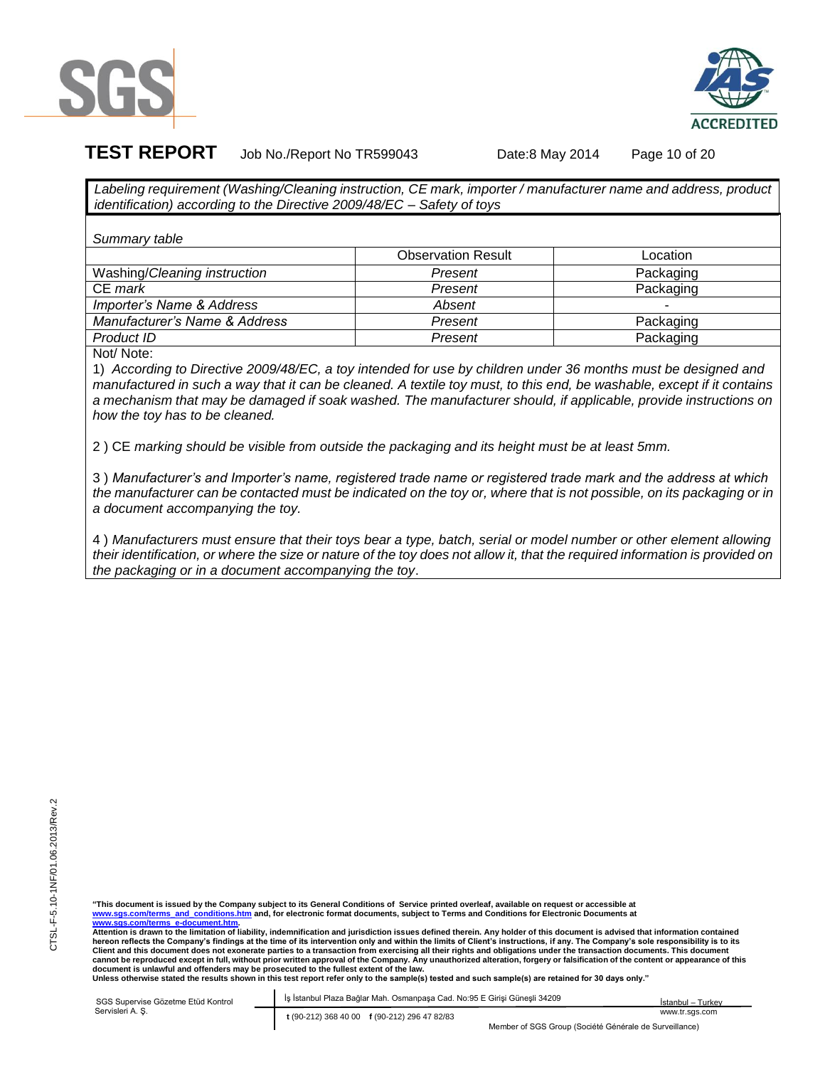*Labeling requirement (Washing/Cleaning instruction, CE mark, importer / manufacturer name and address, product identification) according to the Directive 2009/48/EC – Safety of toys*

*Summary table*

| | Observation Result | Location |
|---|---|---|
| Washing/*Cleaning instruction* | *Present* | Packaging |
| CE *mark* | *Present* | Packaging |
| *Importer's Name & Address* | *Absent* | - |
| *Manufacturer's Name & Address* | *Present* | Packaging |
| *Product ID* | *Present* | Packaging |

Not/ Note:

1) *According to Directive 2009/48/EC, a toy intended for use by children under 36 months must be designed and manufactured in such a way that it can be cleaned. A textile toy must, to this end, be washable, except if it contains a mechanism that may be damaged if soak washed. The manufacturer should, if applicable, provide instructions on how the toy has to be cleaned.*

2 ) CE *marking should be visible from outside the packaging and its height must be at least 5mm.*

3 ) *Manufacturer's and Importer's name, registered trade name or registered trade mark and the address at which the manufacturer can be contacted must be indicated on the toy or, where that is not possible, on its packaging or in a document accompanying the toy.*

4 ) *Manufacturers must ensure that their toys bear a type, batch, serial or model number or other element allowing their identification, or where the size or nature of the toy does not allow it, that the required information is provided on the packaging or in a document accompanying the toy*.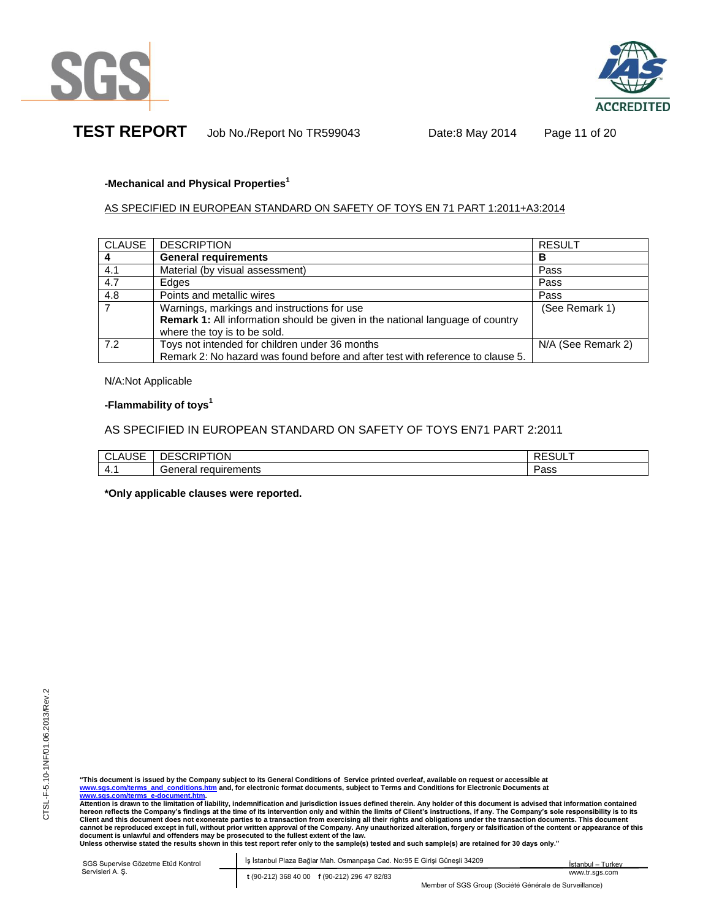**-Mechanical and Physical Properties[1]**

AS SPECIFIED IN EUROPEAN STANDARD ON SAFETY OF TOYS EN 71 PART 1:2011+A3:2014

| CLAUSE | DESCRIPTION | RESULT |
|---|---|---|
| **4** | **General requirements** | **B** |
| 4.1 | Material (by visual assessment) | Pass |
| 4.7 | Edges | Pass |
| 4.8 | Points and metallic wires | Pass |
| 7 | Warnings, markings and instructions for use<br>**Remark 1:** All information should be given in the national language of country where the toy is to be sold. | (See Remark 1) |
| 7.2 | Toys not intended for children under 36 months<br>Remark 2: No hazard was found before and after test with reference to clause 5. | N/A (See Remark 2) |

N/A:Not Applicable

**-Flammability of toys[1]**

AS SPECIFIED IN EUROPEAN STANDARD ON SAFETY OF TOYS EN71 PART 2:2011

| CLAUSE | DESCRIPTION | RESULT |
|---|---|---|
| 4.1 | General requirements | Pass |

***Only applicable clauses were reported.**

"This document is issued by the Company subject to its General Conditions of Service printed overleaf, available on request or accessible at www.sgs.com/terms_and_conditions.htm and, for electronic format documents, subject to Terms and Conditions for Electronic Documents at www.sgs.com/terms_e-document.htm.
Attention is drawn to the limitation of liability, indemnification and jurisdiction issues defined therein. Any holder of this document is advised that information contained hereon reflects the Company's findings at the time of its intervention only and within the limits of Client's instructions, if any. The Company's sole responsibility is to its Client and this document does not exonerate parties to a transaction from exercising all their rights and obligations under the transaction documents. This document cannot be reproduced except in full, without prior written approval of the Company. Any unauthorized alteration, forgery or falsification of the content or appearance of this document is unlawful and offenders may be prosecuted to the fullest extent of the law.
Unless otherwise stated the results shown in this test report refer only to the sample(s) tested and such sample(s) are retained for 30 days only."

SGS Supervise Gözetme Etüd Kontrol Servisleri A. Ş. | İş İstanbul Plaza Bağlar Mah. Osmanpaşa Cad. No:95 E Girişi Güneşli 34209 İstanbul – Turkey | t (90-212) 368 40 00 f (90-212) 296 47 82/83 | www.tr.sgs.com

Member of SGS Group (Société Générale de Surveillance)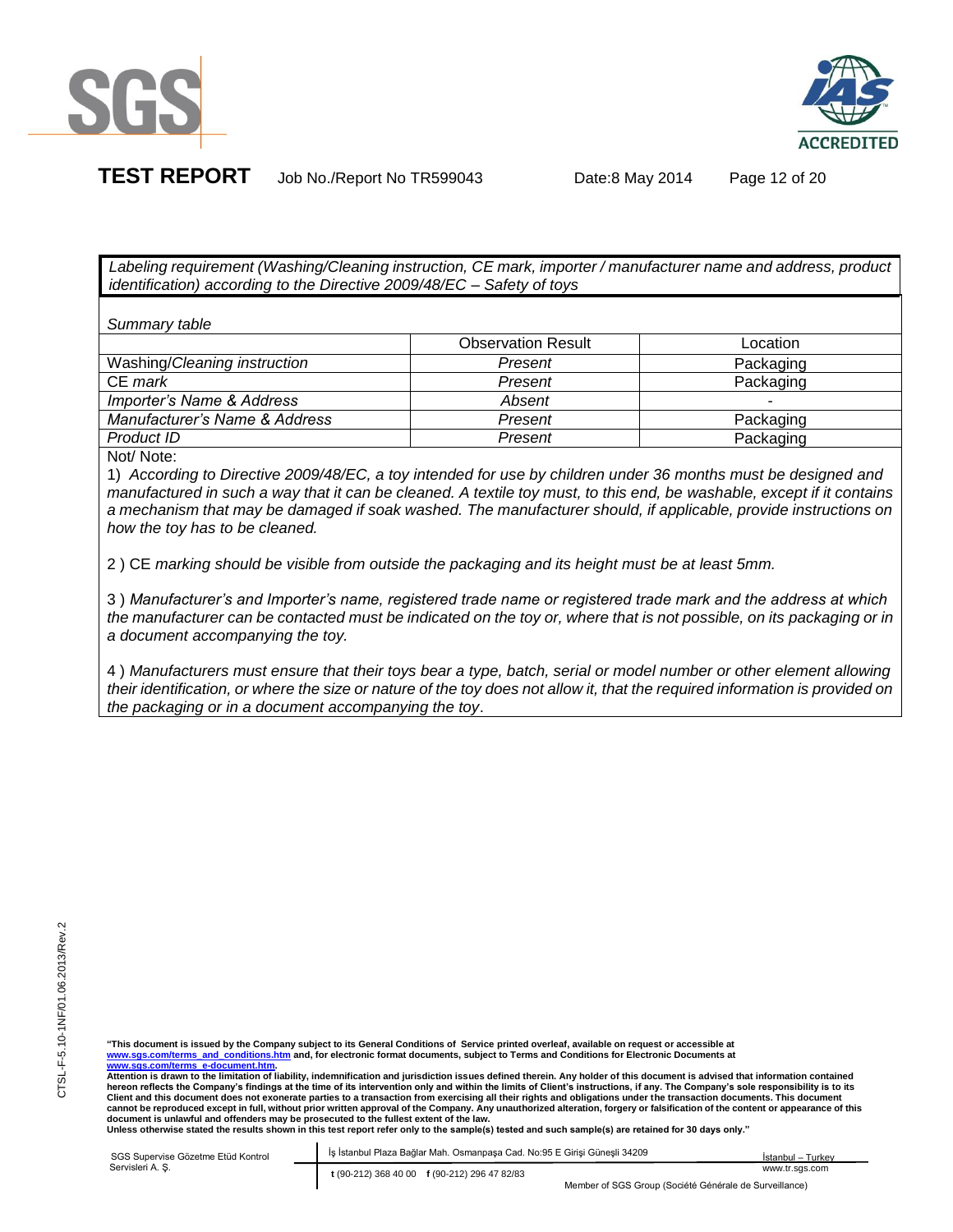*Labeling requirement (Washing/Cleaning instruction, CE mark, importer / manufacturer name and address, product identification) according to the Directive 2009/48/EC – Safety of toys*

*Summary table*

| | Observation Result | Location |
|---|---|---|
| Washing/*Cleaning instruction* | *Present* | Packaging |
| CE *mark* | *Present* | Packaging |
| *Importer's Name & Address* | *Absent* | - |
| *Manufacturer's Name & Address* | *Present* | Packaging |
| *Product ID* | *Present* | Packaging |

Not/ Note:

1) *According to Directive 2009/48/EC, a toy intended for use by children under 36 months must be designed and manufactured in such a way that it can be cleaned. A textile toy must, to this end, be washable, except if it contains a mechanism that may be damaged if soak washed. The manufacturer should, if applicable, provide instructions on how the toy has to be cleaned.*

2 ) CE *marking should be visible from outside the packaging and its height must be at least 5mm.*

3 ) *Manufacturer's and Importer's name, registered trade name or registered trade mark and the address at which the manufacturer can be contacted must be indicated on the toy or, where that is not possible, on its packaging or in a document accompanying the toy.*

4 ) *Manufacturers must ensure that their toys bear a type, batch, serial or model number or other element allowing their identification, or where the size or nature of the toy does not allow it, that the required information is provided on the packaging or in a document accompanying the toy*.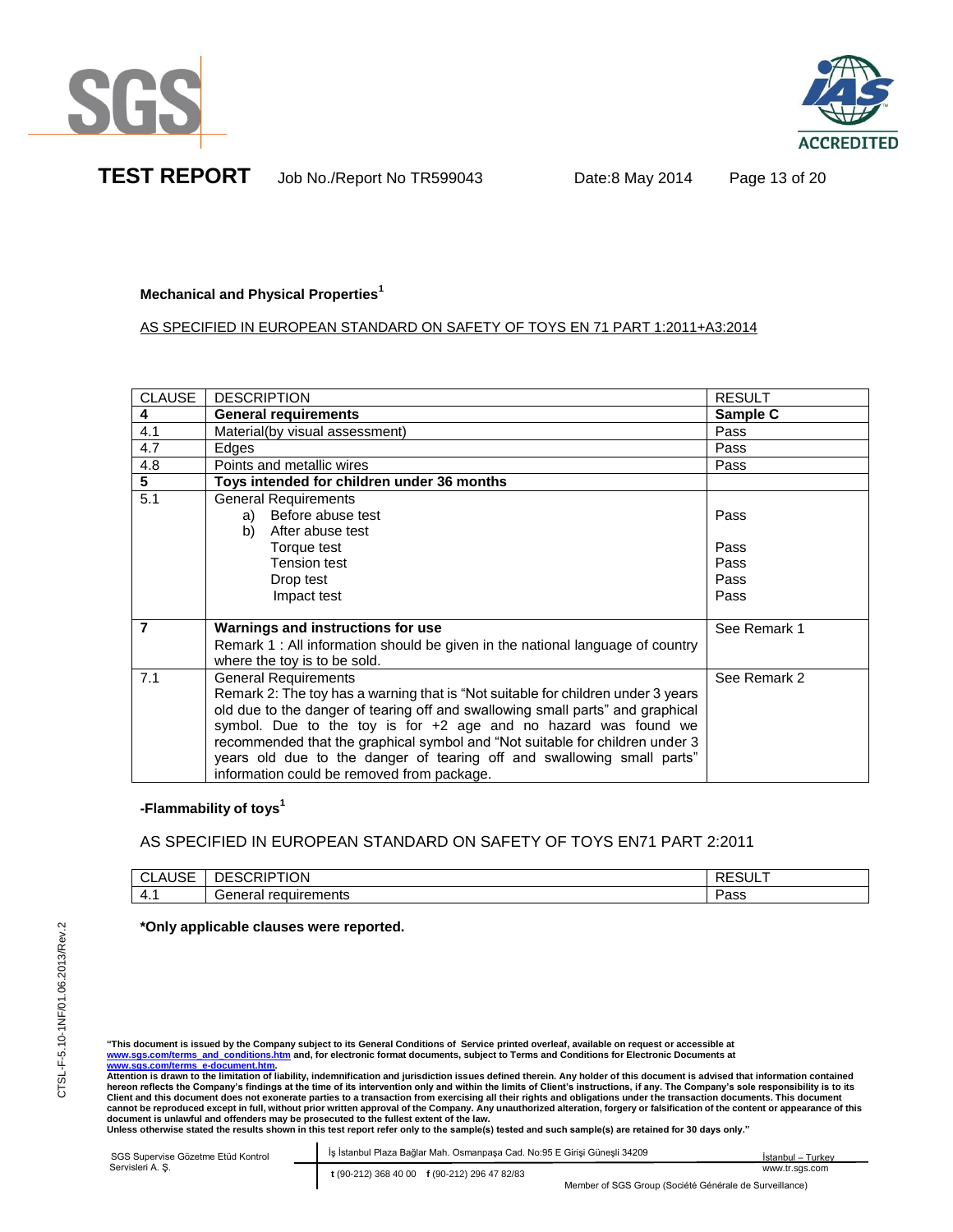**Mechanical and Physical Properties**[1]

AS SPECIFIED IN EUROPEAN STANDARD ON SAFETY OF TOYS EN 71 PART 1:2011+A3:2014

| CLAUSE | DESCRIPTION | RESULT |
|---|---|---|
| **4** | **General requirements** | **Sample C** |
| 4.1 | Material(by visual assessment) | Pass |
| 4.7 | Edges | Pass |
| 4.8 | Points and metallic wires | Pass |
| **5** | **Toys intended for children under 36 months** | |
| 5.1 | General Requirements<br>a) Before abuse test<br>b) After abuse test<br>Torque test<br>Tension test<br>Drop test<br>Impact test | <br>Pass<br><br>Pass<br>Pass<br>Pass<br>Pass |
| **7** | **Warnings and instructions for use**<br>Remark 1 : All information should be given in the national language of country where the toy is to be sold. | See Remark 1 |
| 7.1 | General Requirements<br>Remark 2: The toy has a warning that is "Not suitable for children under 3 years old due to the danger of tearing off and swallowing small parts" and graphical symbol. Due to the toy is for +2 age and no hazard was found we recommended that the graphical symbol and "Not suitable for children under 3 years old due to the danger of tearing off and swallowing small parts" information could be removed from package. | See Remark 2 |

**-Flammability of toys**[1]

AS SPECIFIED IN EUROPEAN STANDARD ON SAFETY OF TOYS EN71 PART 2:2011

| CLAUSE | DESCRIPTION | RESULT |
|---|---|---|
| 4.1 | General requirements | Pass |

***Only applicable clauses were reported.**

CTSL-F-5.10-1NF/01.06.2013/Rev.2

**"This document is issued by the Company subject to its General Conditions of Service printed overleaf, available on request or accessible at www.sgs.com/terms_and_conditions.htm and, for electronic format documents, subject to Terms and Conditions for Electronic Documents at www.sgs.com/terms_e-document.htm.**
**Attention is drawn to the limitation of liability, indemnification and jurisdiction issues defined therein. Any holder of this document is advised that information contained hereon reflects the Company's findings at the time of its intervention only and within the limits of Client's instructions, if any. The Company's sole responsibility is to its Client and this document does not exonerate parties to a transaction from exercising all their rights and obligations under the transaction documents. This document cannot be reproduced except in full, without prior written approval of the Company. Any unauthorized alteration, forgery or falsification of the content or appearance of this document is unlawful and offenders may be prosecuted to the fullest extent of the law.**
**Unless otherwise stated the results shown in this test report refer only to the sample(s) tested and such sample(s) are retained for 30 days only."**

SGS Supervise Gözetme Etüd Kontrol Servisleri A. Ş. | İş İstanbul Plaza Bağlar Mah. Osmanpaşa Cad. No:95 E Girişi Güneşli 34209 | İstanbul – Turkey
t (90-212) 368 40 00 f (90-212) 296 47 82/83 | www.tr.sgs.com
Member of SGS Group (Société Générale de Surveillance)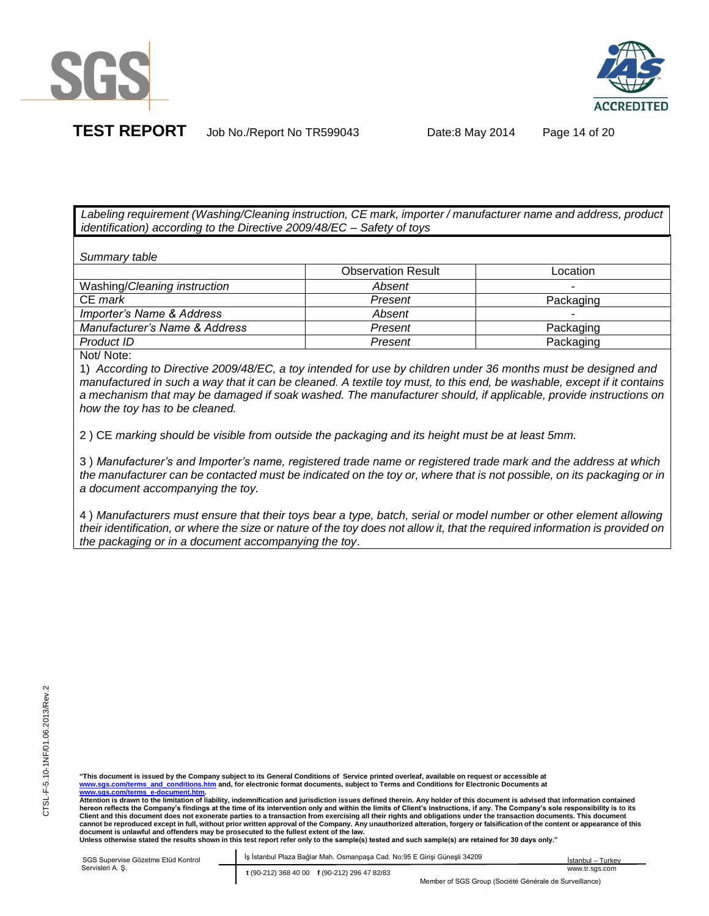*Labeling requirement (Washing/Cleaning instruction, CE mark, importer / manufacturer name and address, product identification) according to the Directive 2009/48/EC – Safety of toys*

*Summary table*

| | Observation Result | Location |
|---|---|---|
| Washing/*Cleaning instruction* | *Absent* | - |
| CE *mark* | *Present* | Packaging |
| *Importer's Name & Address* | *Absent* | - |
| *Manufacturer's Name & Address* | *Present* | Packaging |
| *Product ID* | *Present* | Packaging |

Not/ Note:

1) *According to Directive 2009/48/EC, a toy intended for use by children under 36 months must be designed and manufactured in such a way that it can be cleaned. A textile toy must, to this end, be washable, except if it contains a mechanism that may be damaged if soak washed. The manufacturer should, if applicable, provide instructions on how the toy has to be cleaned.*

2 ) CE *marking should be visible from outside the packaging and its height must be at least 5mm.*

3 ) *Manufacturer's and Importer's name, registered trade name or registered trade mark and the address at which the manufacturer can be contacted must be indicated on the toy or, where that is not possible, on its packaging or in a document accompanying the toy.*

4 ) *Manufacturers must ensure that their toys bear a type, batch, serial or model number or other element allowing their identification, or where the size or nature of the toy does not allow it, that the required information is provided on the packaging or in a document accompanying the toy*.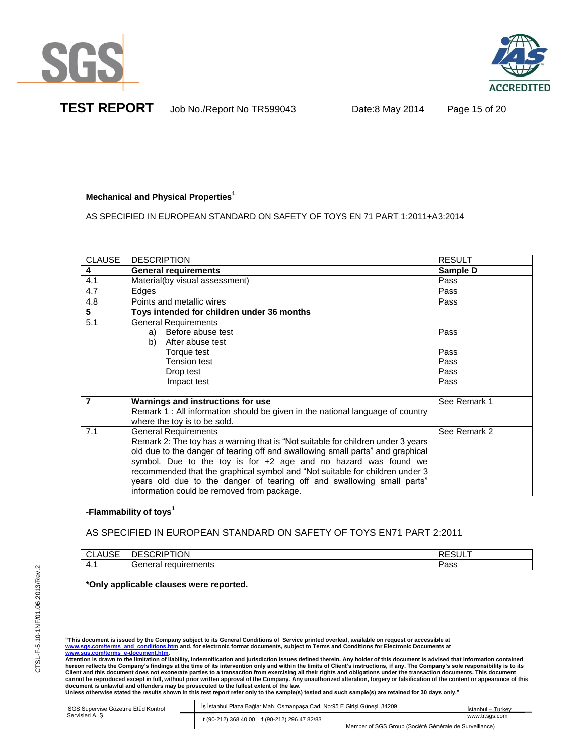**Mechanical and Physical Properties**[1]

AS SPECIFIED IN EUROPEAN STANDARD ON SAFETY OF TOYS EN 71 PART 1:2011+A3:2014

| CLAUSE | DESCRIPTION | RESULT |
|---|---|---|
| **4** | **General requirements** | **Sample D** |
| 4.1 | Material(by visual assessment) | Pass |
| 4.7 | Edges | Pass |
| 4.8 | Points and metallic wires | Pass |
| **5** | **Toys intended for children under 36 months** | |
| 5.1 | General Requirements<br>a) Before abuse test<br>b) After abuse test<br>Torque test<br>Tension test<br>Drop test<br>Impact test | <br>Pass<br><br>Pass<br>Pass<br>Pass<br>Pass |
| **7** | **Warnings and instructions for use**<br>Remark 1 : All information should be given in the national language of country where the toy is to be sold. | See Remark 1 |
| 7.1 | General Requirements<br>Remark 2: The toy has a warning that is "Not suitable for children under 3 years old due to the danger of tearing off and swallowing small parts" and graphical symbol. Due to the toy is for +2 age and no hazard was found we recommended that the graphical symbol and "Not suitable for children under 3 years old due to the danger of tearing off and swallowing small parts" information could be removed from package. | See Remark 2 |

**-Flammability of toys**[1]

AS SPECIFIED IN EUROPEAN STANDARD ON SAFETY OF TOYS EN71 PART 2:2011

| CLAUSE | DESCRIPTION | RESULT |
|---|---|---|
| 4.1 | General requirements | Pass |

**\*Only applicable clauses were reported.**

**"This document is issued by the Company subject to its General Conditions of Service printed overleaf, available on request or accessible at www.sgs.com/terms_and_conditions.htm and, for electronic format documents, subject to Terms and Conditions for Electronic Documents at www.sgs.com/terms_e-document.htm.**
**Attention is drawn to the limitation of liability, indemnification and jurisdiction issues defined therein. Any holder of this document is advised that information contained hereon reflects the Company's findings at the time of its intervention only and within the limits of Client's instructions, if any. The Company's sole responsibility is to its Client and this document does not exonerate parties to a transaction from exercising all their rights and obligations under the transaction documents. This document cannot be reproduced except in full, without prior written approval of the Company. Any unauthorized alteration, forgery or falsification of the content or appearance of this document is unlawful and offenders may be prosecuted to the fullest extent of the law.**
**Unless otherwise stated the results shown in this test report refer only to the sample(s) tested and such sample(s) are retained for 30 days only."**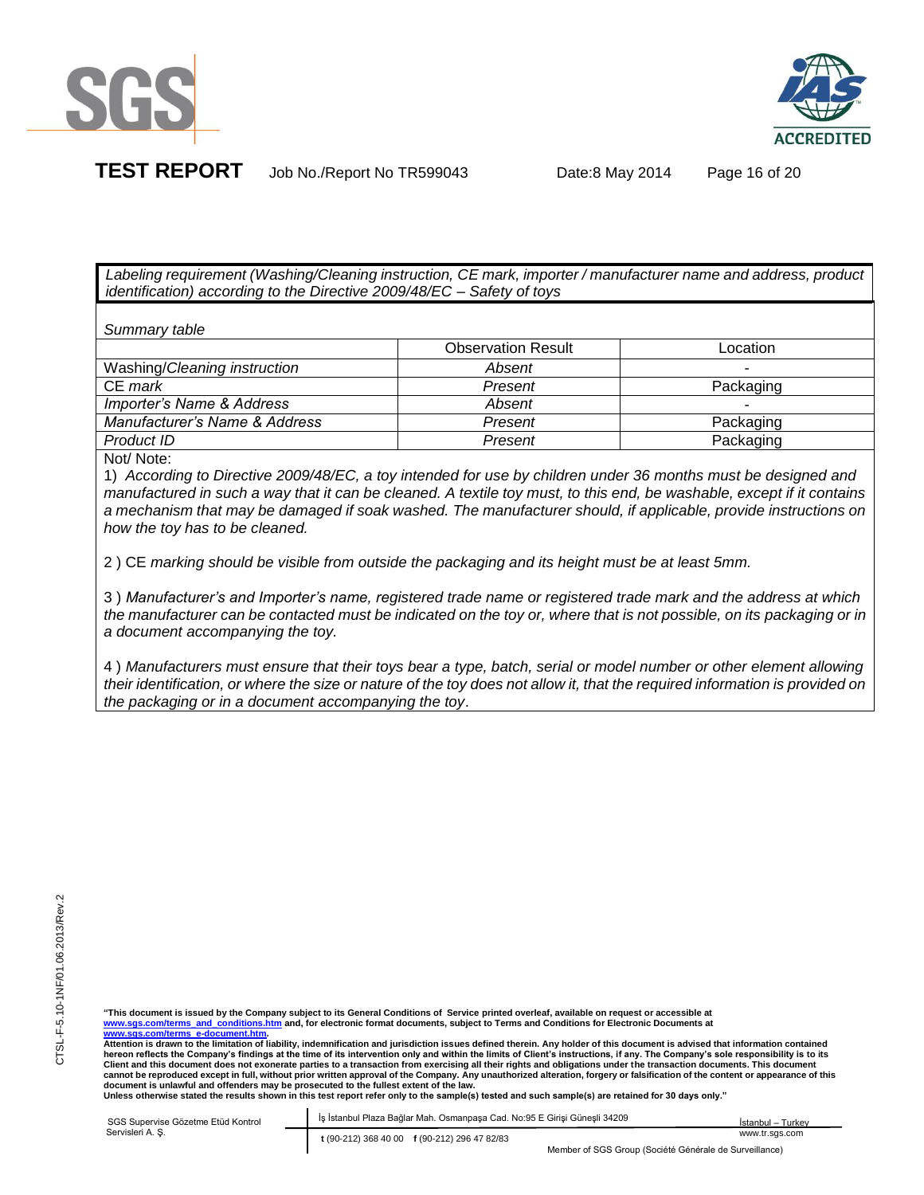*Labeling requirement (Washing/Cleaning instruction, CE mark, importer / manufacturer name and address, product identification) according to the Directive 2009/48/EC – Safety of toys*

*Summary table*

| | Observation Result | Location |
|---|---|---|
| Washing/*Cleaning instruction* | *Absent* | - |
| CE *mark* | *Present* | Packaging |
| *Importer's Name & Address* | *Absent* | - |
| *Manufacturer's Name & Address* | *Present* | Packaging |
| *Product ID* | *Present* | Packaging |

Not/ Note:

1) *According to Directive 2009/48/EC, a toy intended for use by children under 36 months must be designed and manufactured in such a way that it can be cleaned. A textile toy must, to this end, be washable, except if it contains a mechanism that may be damaged if soak washed. The manufacturer should, if applicable, provide instructions on how the toy has to be cleaned.*

2 ) CE *marking should be visible from outside the packaging and its height must be at least 5mm.*

3 ) *Manufacturer's and Importer's name, registered trade name or registered trade mark and the address at which the manufacturer can be contacted must be indicated on the toy or, where that is not possible, on its packaging or in a document accompanying the toy.*

4 ) *Manufacturers must ensure that their toys bear a type, batch, serial or model number or other element allowing their identification, or where the size or nature of the toy does not allow it, that the required information is provided on the packaging or in a document accompanying the toy*.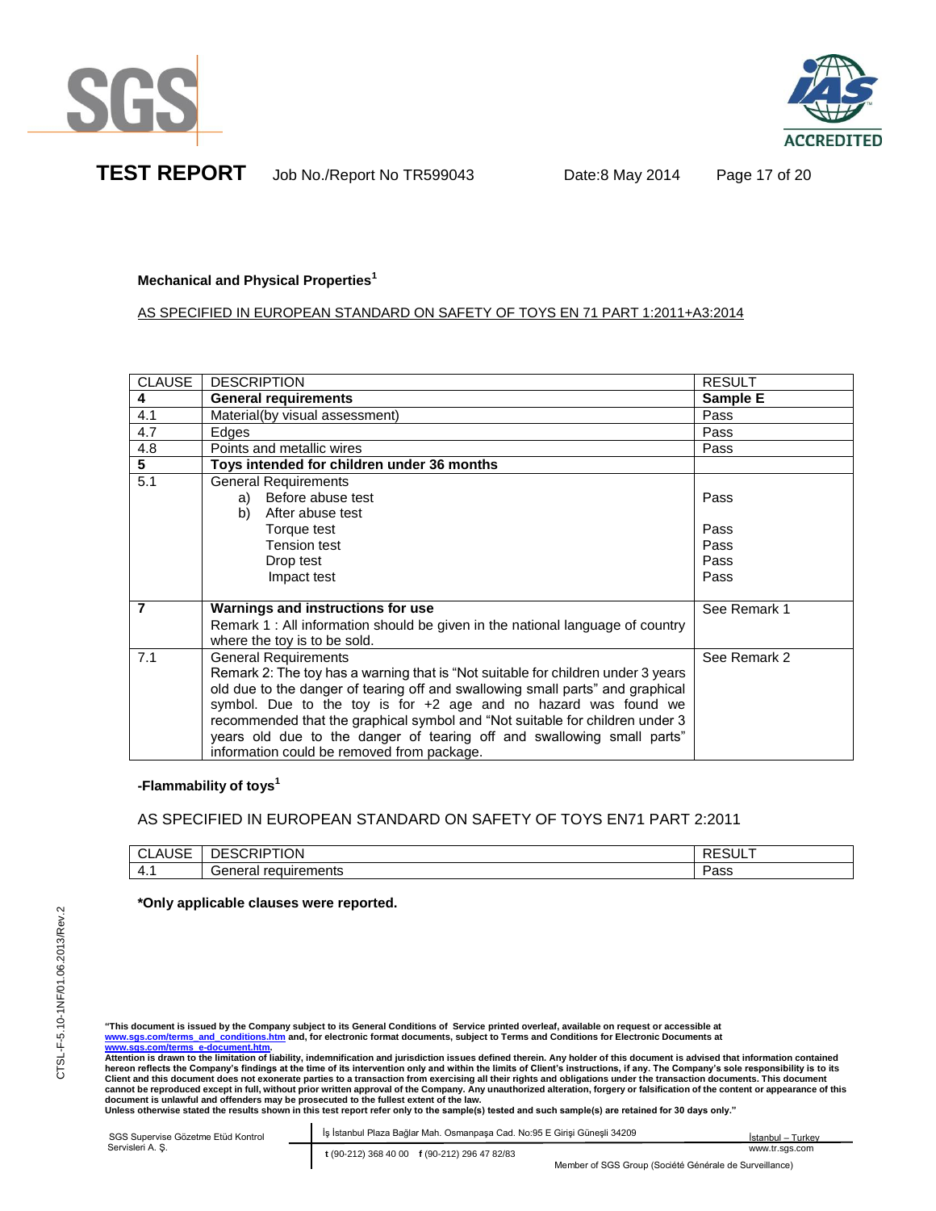**Mechanical and Physical Properties[1]**

AS SPECIFIED IN EUROPEAN STANDARD ON SAFETY OF TOYS EN 71 PART 1:2011+A3:2014

| CLAUSE | DESCRIPTION | RESULT |
|---|---|---|
| **4** | **General requirements** | **Sample E** |
| 4.1 | Material(by visual assessment) | Pass |
| 4.7 | Edges | Pass |
| 4.8 | Points and metallic wires | Pass |
| **5** | **Toys intended for children under 36 months** | |
| 5.1 | General Requirements<br>a) Before abuse test<br>b) After abuse test<br>Torque test<br>Tension test<br>Drop test<br>Impact test | <br>Pass<br><br>Pass<br>Pass<br>Pass<br>Pass |
| **7** | **Warnings and instructions for use**<br>Remark 1 : All information should be given in the national language of country where the toy is to be sold. | See Remark 1 |
| 7.1 | General Requirements<br>Remark 2: The toy has a warning that is "Not suitable for children under 3 years old due to the danger of tearing off and swallowing small parts" and graphical symbol. Due to the toy is for +2 age and no hazard was found we recommended that the graphical symbol and "Not suitable for children under 3 years old due to the danger of tearing off and swallowing small parts" information could be removed from package. | See Remark 2 |

**-Flammability of toys[1]**

AS SPECIFIED IN EUROPEAN STANDARD ON SAFETY OF TOYS EN71 PART 2:2011

| CLAUSE | DESCRIPTION | RESULT |
|---|---|---|
| 4.1 | General requirements | Pass |

***Only applicable clauses were reported.**

**"This document is issued by the Company subject to its General Conditions of Service printed overleaf, available on request or accessible at www.sgs.com/terms_and_conditions.htm and, for electronic format documents, subject to Terms and Conditions for Electronic Documents at www.sgs.com/terms_e-document.htm.**
**Attention is drawn to the limitation of liability, indemnification and jurisdiction issues defined therein. Any holder of this document is advised that information contained hereon reflects the Company's findings at the time of its intervention only and within the limits of Client's instructions, if any. The Company's sole responsibility is to its Client and this document does not exonerate parties to a transaction from exercising all their rights and obligations under the transaction documents. This document cannot be reproduced except in full, without prior written approval of the Company. Any unauthorized alteration, forgery or falsification of the content or appearance of this document is unlawful and offenders may be prosecuted to the fullest extent of the law.**
**Unless otherwise stated the results shown in this test report refer only to the sample(s) tested and such sample(s) are retained for 30 days only."**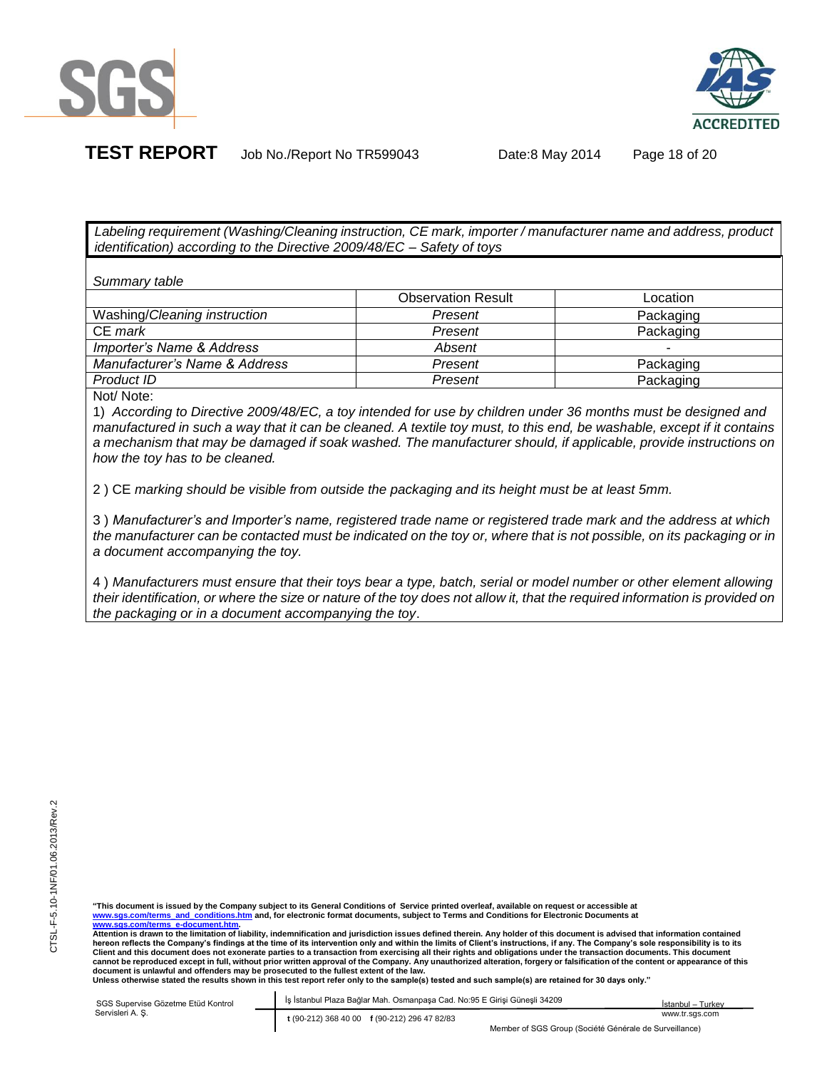*Labeling requirement (Washing/Cleaning instruction, CE mark, importer / manufacturer name and address, product identification) according to the Directive 2009/48/EC – Safety of toys*

*Summary table*

| | Observation Result | Location |
|---|---|---|
| Washing/*Cleaning instruction* | *Present* | Packaging |
| CE *mark* | *Present* | Packaging |
| *Importer's Name & Address* | *Absent* | - |
| *Manufacturer's Name & Address* | *Present* | Packaging |
| *Product ID* | *Present* | Packaging |

Not/ Note:

1) *According to Directive 2009/48/EC, a toy intended for use by children under 36 months must be designed and manufactured in such a way that it can be cleaned. A textile toy must, to this end, be washable, except if it contains a mechanism that may be damaged if soak washed. The manufacturer should, if applicable, provide instructions on how the toy has to be cleaned.*

2 ) CE *marking should be visible from outside the packaging and its height must be at least 5mm.*

3 ) *Manufacturer's and Importer's name, registered trade name or registered trade mark and the address at which the manufacturer can be contacted must be indicated on the toy or, where that is not possible, on its packaging or in a document accompanying the toy.*

4 ) *Manufacturers must ensure that their toys bear a type, batch, serial or model number or other element allowing their identification, or where the size or nature of the toy does not allow it, that the required information is provided on the packaging or in a document accompanying the toy*.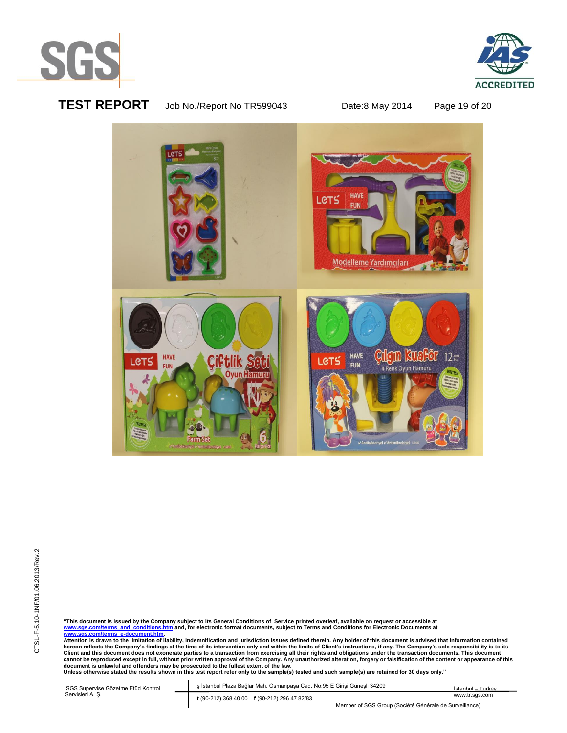**"This document is issued by the Company subject to its General Conditions of Service printed overleaf, available on request or accessible at www.sgs.com/terms_and_conditions.htm and, for electronic format documents, subject to Terms and Conditions for Electronic Documents at www.sgs.com/terms_e-document.htm.**
**Attention is drawn to the limitation of liability, indemnification and jurisdiction issues defined therein. Any holder of this document is advised that information contained hereon reflects the Company's findings at the time of its intervention only and within the limits of Client's instructions, if any. The Company's sole responsibility is to its Client and this document does not exonerate parties to a transaction from exercising all their rights and obligations under the transaction documents. This document cannot be reproduced except in full, without prior written approval of the Company. Any unauthorized alteration, forgery or falsification of the content or appearance of this document is unlawful and offenders may be prosecuted to the fullest extent of the law.**
**Unless otherwise stated the results shown in this test report refer only to the sample(s) tested and such sample(s) are retained for 30 days only."**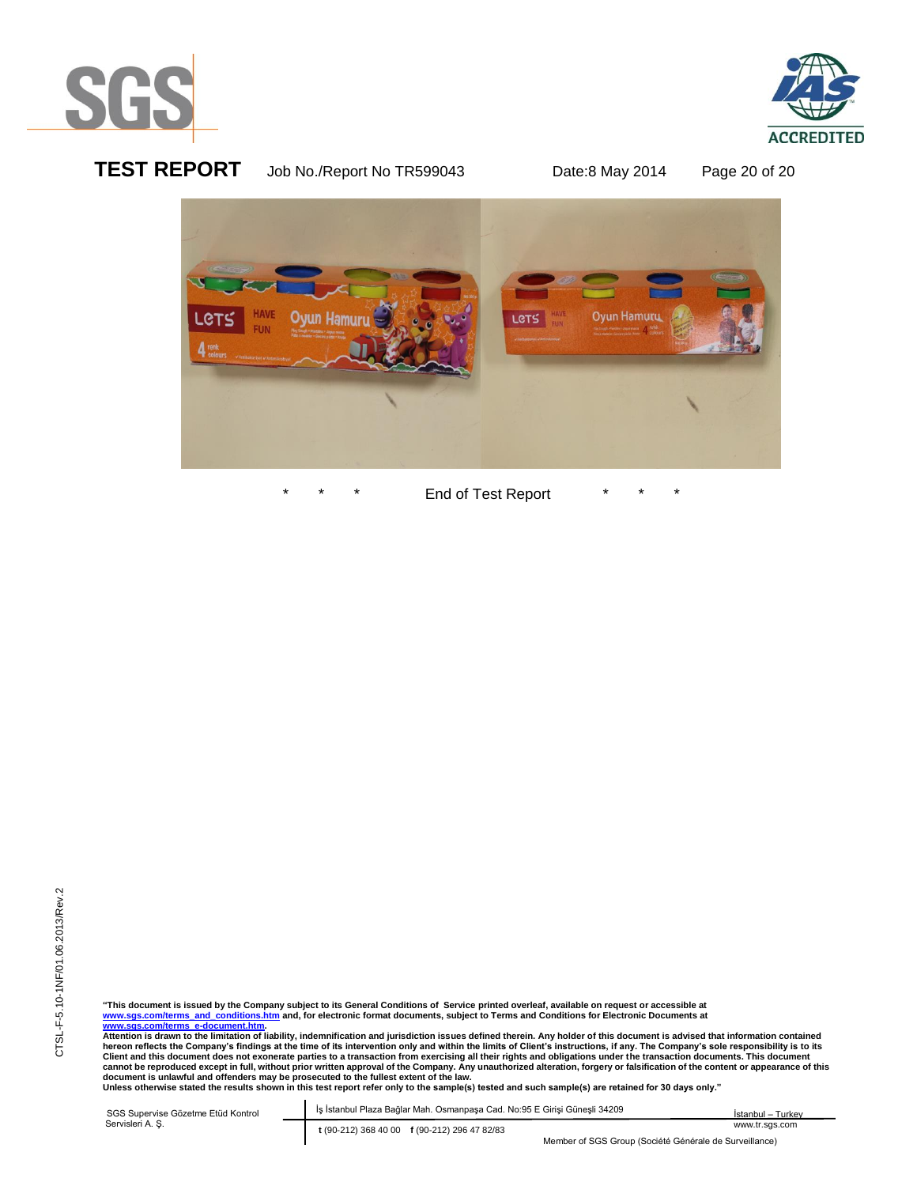# TEST REPORT

Job No./Report No TR599043 Date:8 May 2014

\* \* \* End of Test Report \* \* \*

CTSL-F-5.10-1NF/01.06.2013/Rev.2

**"This document is issued by the Company subject to its General Conditions of Service printed overleaf, available on request or accessible at www.sgs.com/terms_and_conditions.htm and, for electronic format documents, subject to Terms and Conditions for Electronic Documents at www.sgs.com/terms_e-document.htm.**
**Attention is drawn to the limitation of liability, indemnification and jurisdiction issues defined therein. Any holder of this document is advised that information contained hereon reflects the Company's findings at the time of its intervention only and within the limits of Client's instructions, if any. The Company's sole responsibility is to its Client and this document does not exonerate parties to a transaction from exercising all their rights and obligations under the transaction documents. This document cannot be reproduced except in full, without prior written approval of the Company. Any unauthorized alteration, forgery or falsification of the content or appearance of this document is unlawful and offenders may be prosecuted to the fullest extent of the law.**
**Unless otherwise stated the results shown in this test report refer only to the sample(s) tested and such sample(s) are retained for 30 days only."**

SGS Supervise Gözetme Etüd Kontrol Servisleri A. Ş. | İş İstanbul Plaza Bağlar Mah. Osmanpaşa Cad. No:95 E Girişi Güneşli 34209 | İstanbul – Turkey
t (90-212) 368 40 00 f (90-212) 296 47 82/83 | www.tr.sgs.com

Member of SGS Group (Société Générale de Surveillance)